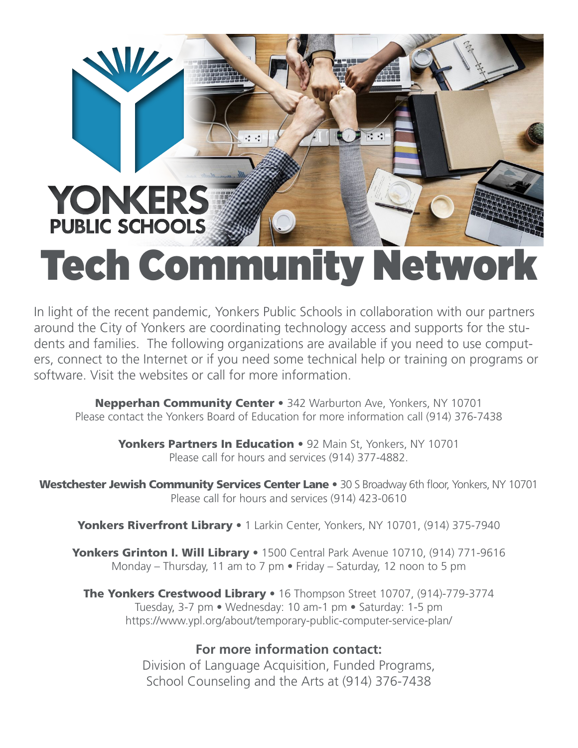YONKERS PUBLIC SCHOOLS

# Tech Community Network

In light of the recent pandemic, Yonkers Public Schools in collaboration with our partners around the City of Yonkers are coordinating technology access and supports for the students and families. The following organizations are available if you need to use computers, connect to the Internet or if you need some technical help or training on programs or software. Visit the websites or call for more information.

**Nepperhan Community Center** • 342 Warburton Ave, Yonkers, NY 10701
Please contact the Yonkers Board of Education for more information call (914) 376-7438

**Yonkers Partners In Education** • 92 Main St, Yonkers, NY 10701
Please call for hours and services (914) 377-4882.

**Westchester Jewish Community Services Center Lane** • 30 S Broadway 6th floor, Yonkers, NY 10701
Please call for hours and services (914) 423-0610

**Yonkers Riverfront Library** • 1 Larkin Center, Yonkers, NY 10701, (914) 375-7940

**Yonkers Grinton I. Will Library** • 1500 Central Park Avenue 10710, (914) 771-9616
Monday – Thursday, 11 am to 7 pm • Friday – Saturday, 12 noon to 5 pm

**The Yonkers Crestwood Library** • 16 Thompson Street 10707, (914)-779-3774
Tuesday, 3-7 pm • Wednesday: 10 am-1 pm • Saturday: 1-5 pm
https://www.ypl.org/about/temporary-public-computer-service-plan/

**For more information contact:**
Division of Language Acquisition, Funded Programs, School Counseling and the Arts at (914) 376-7438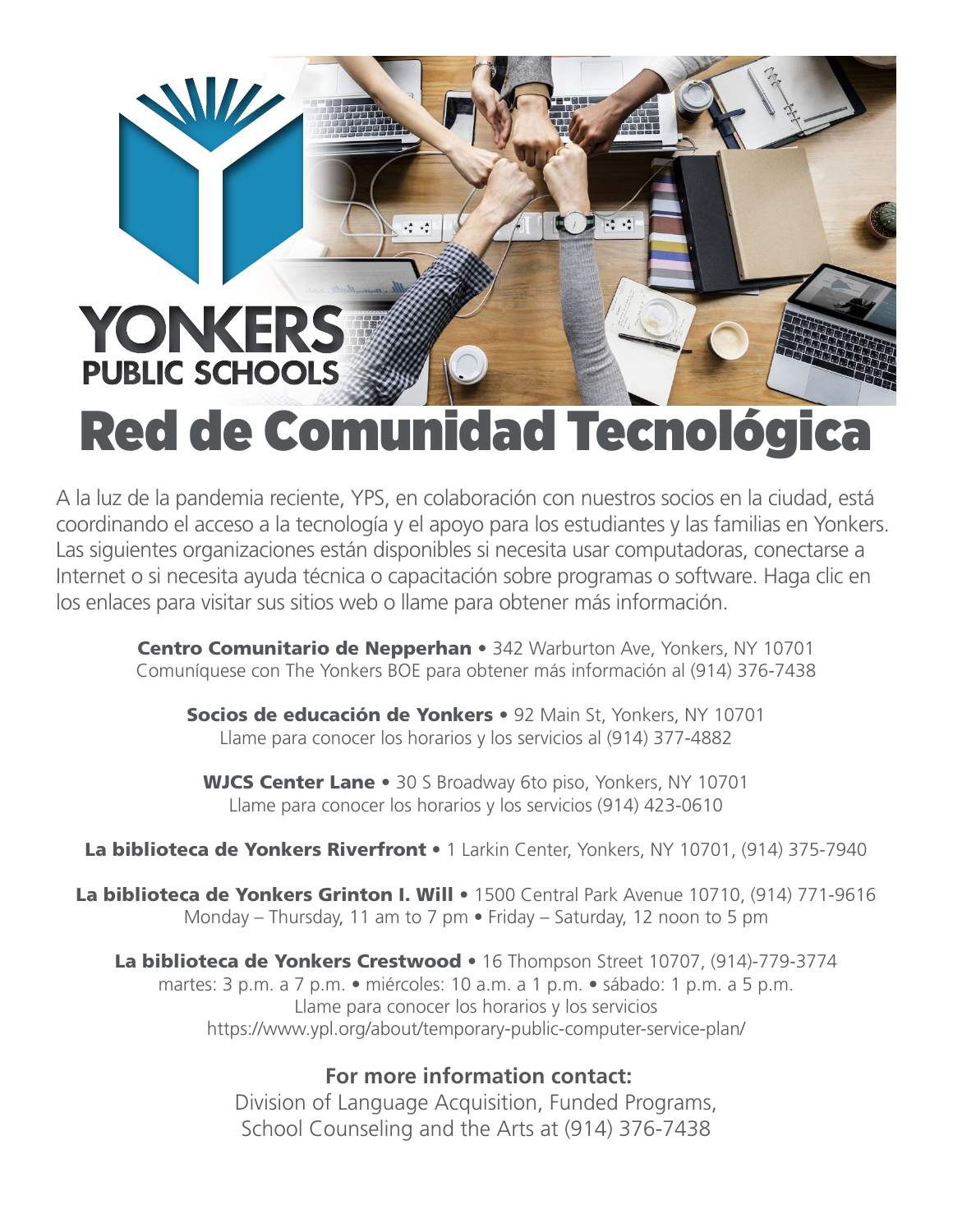YONKERS
PUBLIC SCHOOLS

# Red de Comunidad Tecnológica

A la luz de la pandemia reciente, YPS, en colaboración con nuestros socios en la ciudad, está coordinando el acceso a la tecnología y el apoyo para los estudiantes y las familias en Yonkers. Las siguientes organizaciones están disponibles si necesita usar computadoras, conectarse a Internet o si necesita ayuda técnica o capacitación sobre programas o software. Haga clic en los enlaces para visitar sus sitios web o llame para obtener más información.

**Centro Comunitario de Nepperhan** • 342 Warburton Ave, Yonkers, NY 10701
Comuníquese con The Yonkers BOE para obtener más información al (914) 376-7438

**Socios de educación de Yonkers** • 92 Main St, Yonkers, NY 10701
Llame para conocer los horarios y los servicios al (914) 377-4882

**WJCS Center Lane** • 30 S Broadway 6to piso, Yonkers, NY 10701
Llame para conocer los horarios y los servicios (914) 423-0610

**La biblioteca de Yonkers Riverfront** • 1 Larkin Center, Yonkers, NY 10701, (914) 375-7940

**La biblioteca de Yonkers Grinton I. Will** • 1500 Central Park Avenue 10710, (914) 771-9616
Monday – Thursday, 11 am to 7 pm • Friday – Saturday, 12 noon to 5 pm

**La biblioteca de Yonkers Crestwood** • 16 Thompson Street 10707, (914)-779-3774
martes: 3 p.m. a 7 p.m. • miércoles: 10 a.m. a 1 p.m. • sábado: 1 p.m. a 5 p.m.
Llame para conocer los horarios y los servicios
https://www.ypl.org/about/temporary-public-computer-service-plan/

**For more information contact:**
Division of Language Acquisition, Funded Programs, School Counseling and the Arts at (914) 376-7438